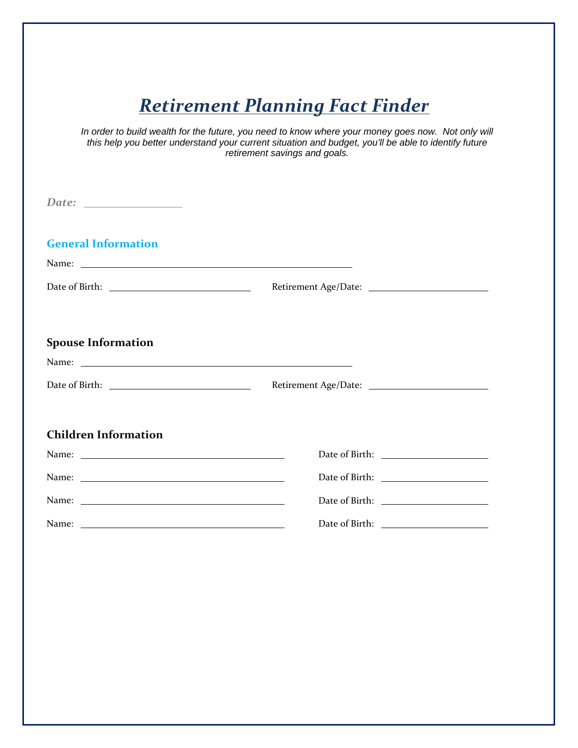# *Retirement Planning Fact Finder*

*In order to build wealth for the future, you need to know where your money goes now. Not only will this help you better understand your current situation and budget, you'll be able to identify future retirement savings and goals.*

***Date:*** ________________

## General Information

Name: ____________________________________________

Date of Birth: ________________________ Retirement Age/Date: ____________________

## Spouse Information

Name: ____________________________________________

Date of Birth: ________________________ Retirement Age/Date: ____________________

## Children Information

Name: ________________________________ Date of Birth: __________________

Name: ________________________________ Date of Birth: __________________

Name: ________________________________ Date of Birth: __________________

Name: ________________________________ Date of Birth: __________________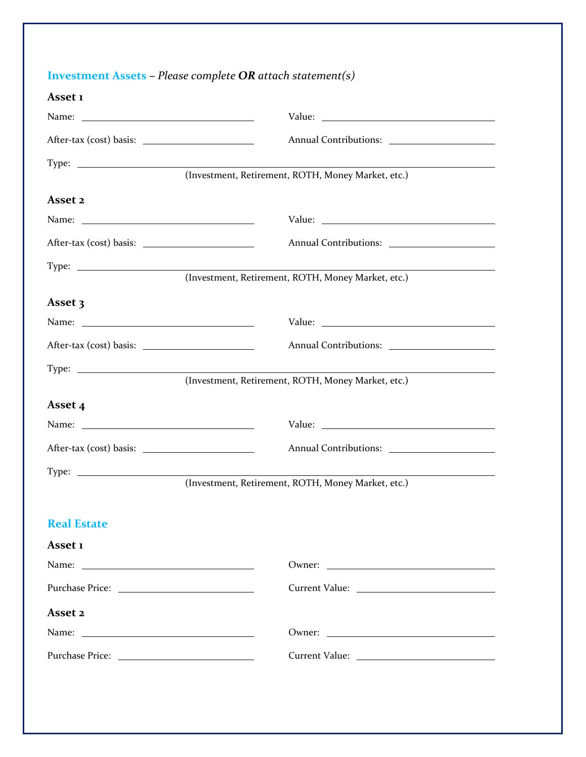## Investment Assets – *Please complete **OR** attach statement(s)*

### Asset 1

Name: ______________________ Value: ______________________

After-tax (cost) basis: ______________________ Annual Contributions: ______________________

Type: ______________________________________________

(Investment, Retirement, ROTH, Money Market, etc.)

### Asset 2

Name: ______________________ Value: ______________________

After-tax (cost) basis: ______________________ Annual Contributions: ______________________

Type: ______________________________________________

(Investment, Retirement, ROTH, Money Market, etc.)

### Asset 3

Name: ______________________ Value: ______________________

After-tax (cost) basis: ______________________ Annual Contributions: ______________________

Type: ______________________________________________

(Investment, Retirement, ROTH, Money Market, etc.)

### Asset 4

Name: ______________________ Value: ______________________

After-tax (cost) basis: ______________________ Annual Contributions: ______________________

Type: ______________________________________________

(Investment, Retirement, ROTH, Money Market, etc.)

## Real Estate

### Asset 1

Name: ______________________ Owner: ______________________

Purchase Price: ______________________ Current Value: ______________________

### Asset 2

Name: ______________________ Owner: ______________________

Purchase Price: ______________________ Current Value: ______________________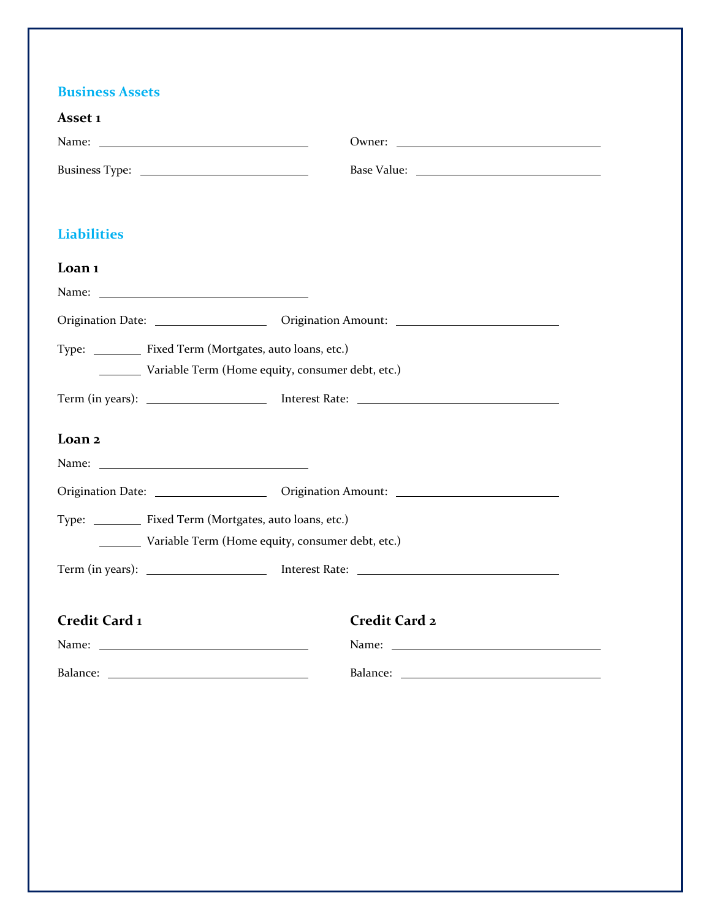## Business Assets

### Asset 1

Name: ______________________________ Owner: ______________________________

Business Type: ______________________________ Base Value: ______________________________

## Liabilities

### Loan 1

Name: ______________________________

Origination Date: ________________ Origination Amount: ______________________

Type: _______ Fixed Term (Mortgates, auto loans, etc.)

_______ Variable Term (Home equity, consumer debt, etc.)

Term (in years): ________________ Interest Rate: ______________________________

### Loan 2

Name: ______________________________

Origination Date: ________________ Origination Amount: ______________________

Type: _______ Fixed Term (Mortgates, auto loans, etc.)

_______ Variable Term (Home equity, consumer debt, etc.)

Term (in years): ________________ Interest Rate: ______________________________

### Credit Card 1

Name: ______________________________

Balance: ______________________________

### Credit Card 2

Name: ______________________________

Balance: ______________________________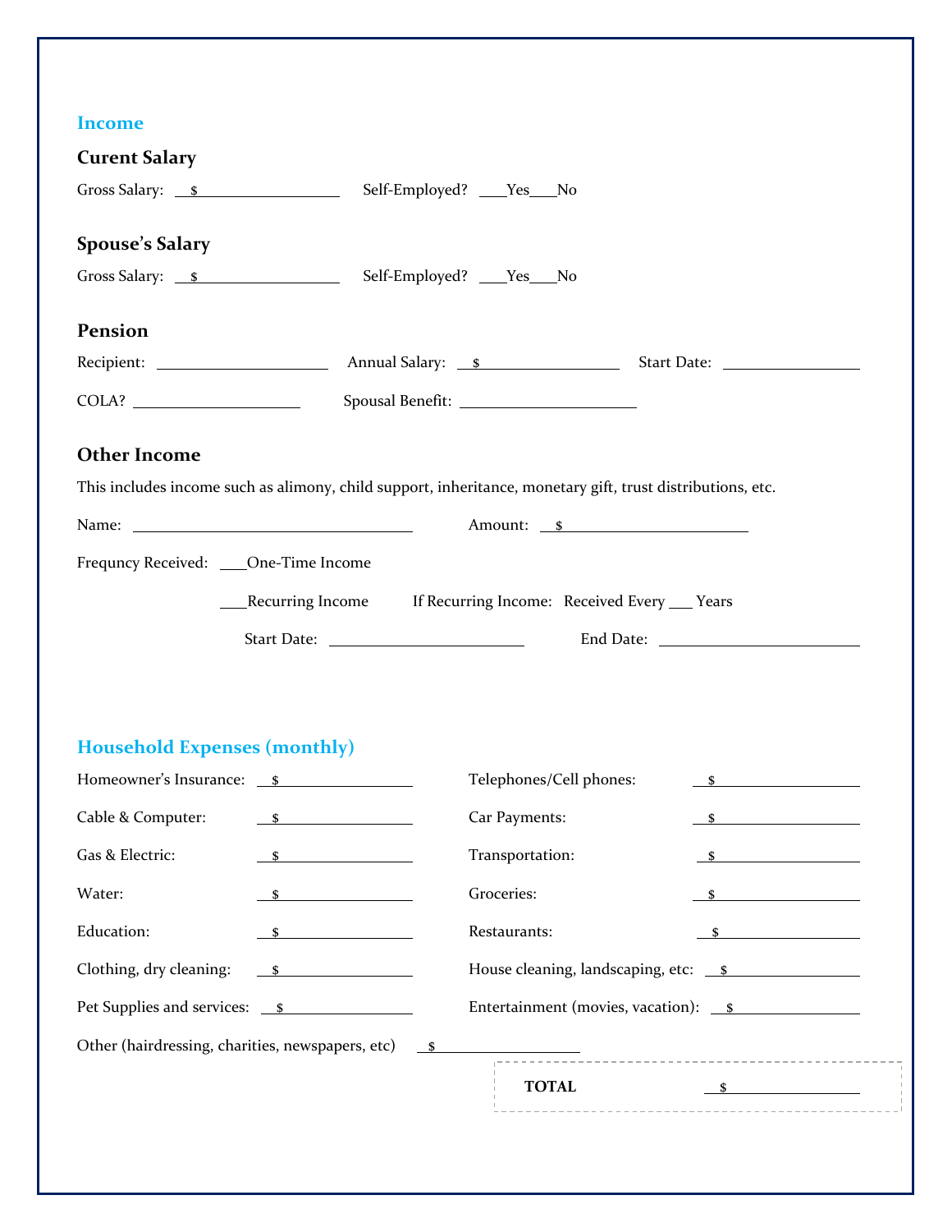## Income

### Curent Salary

Gross Salary: $__________ Self-Employed? ___Yes___No

### Spouse's Salary

Gross Salary: $__________ Self-Employed? ___Yes___No

### Pension

Recipient: __________ Annual Salary: $__________ Start Date: __________

COLA? __________ Spousal Benefit: __________

### Other Income

This includes income such as alimony, child support, inheritance, monetary gift, trust distributions, etc.

Name: __________ Amount: $__________

Frequncy Received: ___One-Time Income

___Recurring Income If Recurring Income: Received Every ___ Years

Start Date: __________ End Date: __________

## Household Expenses (monthly)

Homeowner's Insurance: $__________

Cable & Computer: $__________

Gas & Electric: $__________

Water: $__________

Education: $__________

Clothing, dry cleaning: $__________

Pet Supplies and services: $__________

Telephones/Cell phones: $__________

Car Payments: $__________

Transportation: $__________

Groceries: $__________

Restaurants: $__________

House cleaning, landscaping, etc: $__________

Entertainment (movies, vacation): $__________

Other (hairdressing, charities, newspapers, etc) $__________

**TOTAL** $__________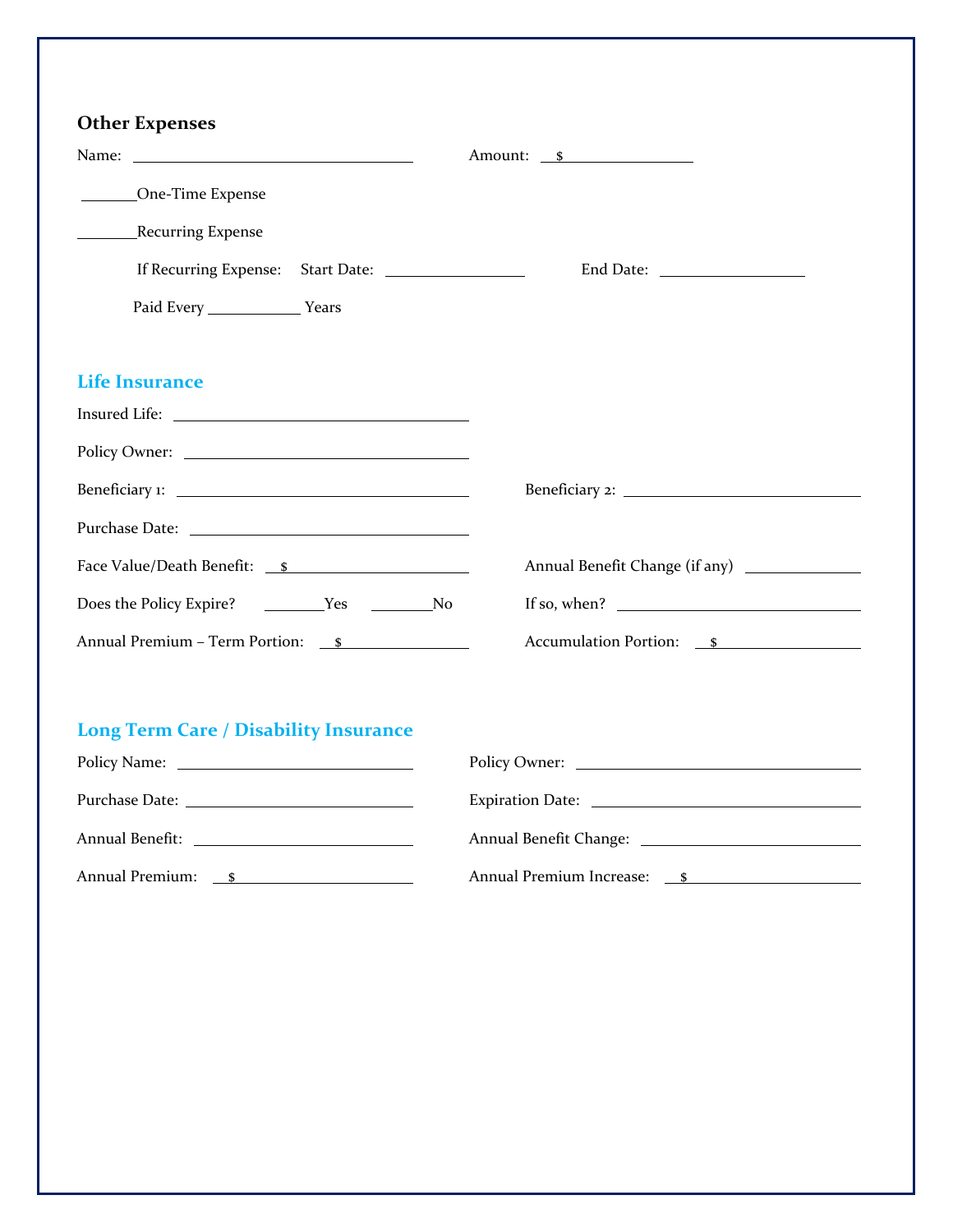**Other Expenses**

Name: ______________________________ Amount: $______________

_______One-Time Expense

_______Recurring Expense

If Recurring Expense: Start Date: ______________ End Date: ______________

Paid Every __________ Years

## Life Insurance

Insured Life: ______________________________

Policy Owner: ______________________________

Beneficiary 1: ______________________________ Beneficiary 2: ______________________________

Purchase Date: ______________________________

Face Value/Death Benefit: $______________________ Annual Benefit Change (if any) ____________

Does the Policy Expire? _______Yes _______No If so, when? ______________________

Annual Premium – Term Portion: $______________ Accumulation Portion: $______________

## Long Term Care / Disability Insurance

Policy Name: ______________________ Policy Owner: ______________________

Purchase Date: ______________________ Expiration Date: ______________________

Annual Benefit: ______________________ Annual Benefit Change: ______________________

Annual Premium: $______________________ Annual Premium Increase: $______________________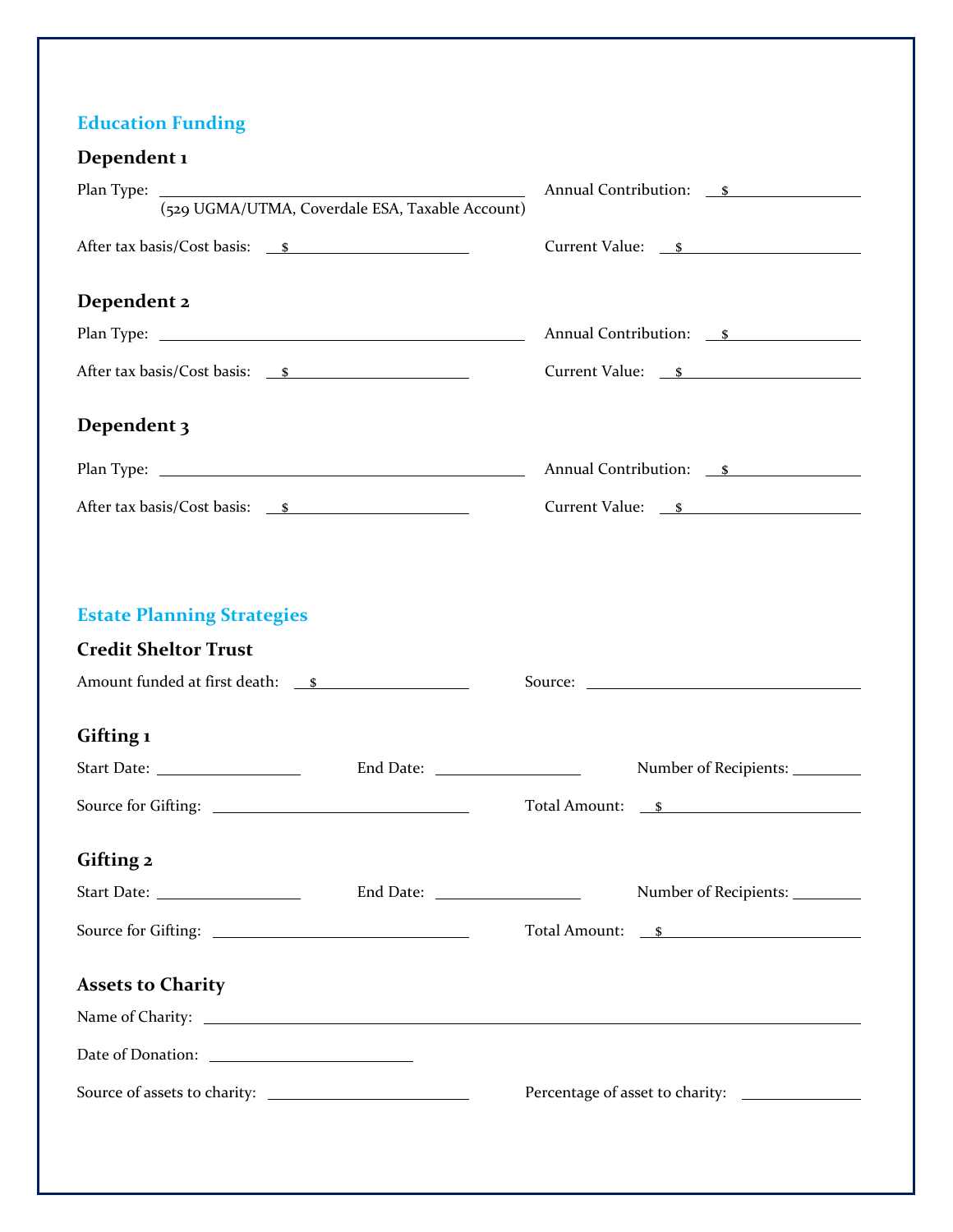## Education Funding

### Dependent 1

Plan Type: ______________________________ Annual Contribution: $__________
(529 UGMA/UTMA, Coverdale ESA, Taxable Account)

After tax basis/Cost basis: $__________ Current Value: $__________

### Dependent 2

Plan Type: ______________________________ Annual Contribution: $__________

After tax basis/Cost basis: $__________ Current Value: $__________

### Dependent 3

Plan Type: ______________________________ Annual Contribution: $__________

After tax basis/Cost basis: $__________ Current Value: $__________

## Estate Planning Strategies

### Credit Shelter Trust

Amount funded at first death: $__________ Source: ______________________________

### Gifting 1

Start Date: __________ End Date: __________ Number of Recipients: __________

Source for Gifting: ______________________________ Total Amount: $__________

### Gifting 2

Start Date: __________ End Date: __________ Number of Recipients: __________

Source for Gifting: ______________________________ Total Amount: $__________

### Assets to Charity

Name of Charity: ______________________________

Date of Donation: __________

Source of assets to charity: ______________________________ Percentage of asset to charity: __________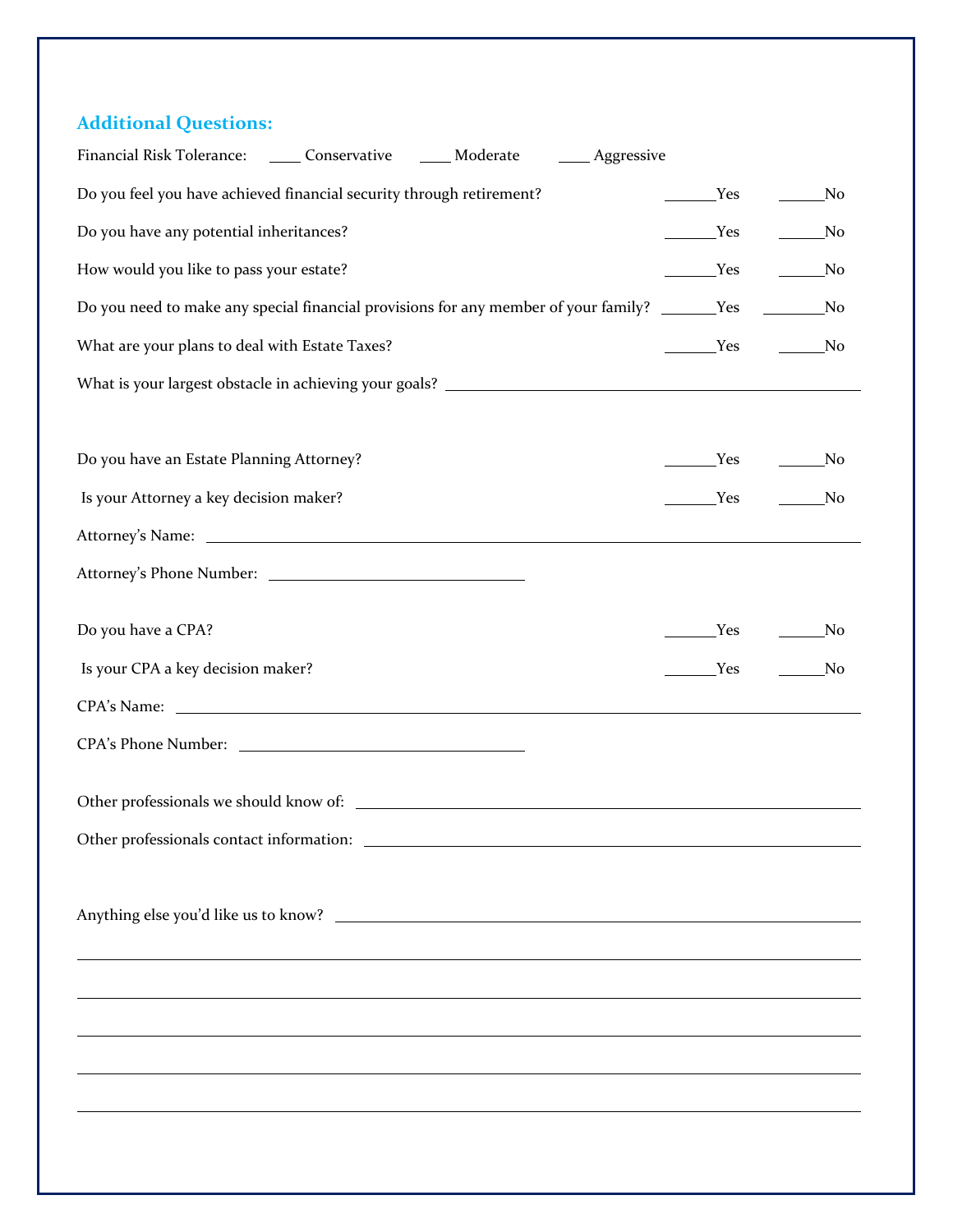## Additional Questions:

Financial Risk Tolerance: ____ Conservative ____ Moderate ____ Aggressive

Do you feel you have achieved financial security through retirement? ______Yes ______No

Do you have any potential inheritances? ______Yes ______No

How would you like to pass your estate? ______Yes ______No

Do you need to make any special financial provisions for any member of your family? ______Yes ______No

What are your plans to deal with Estate Taxes? ______Yes ______No

What is your largest obstacle in achieving your goals? ________________________________________

Do you have an Estate Planning Attorney? ______Yes ______No

Is your Attorney a key decision maker? ______Yes ______No

Attorney's Name: ________________________________________

Attorney's Phone Number: ______________________

Do you have a CPA? ______Yes ______No

Is your CPA a key decision maker? ______Yes ______No

CPA's Name: ________________________________________

CPA's Phone Number: ______________________

Other professionals we should know of: ________________________________________

Other professionals contact information: ________________________________________

Anything else you'd like us to know? ________________________________________

________________________________________

________________________________________

________________________________________

________________________________________

________________________________________